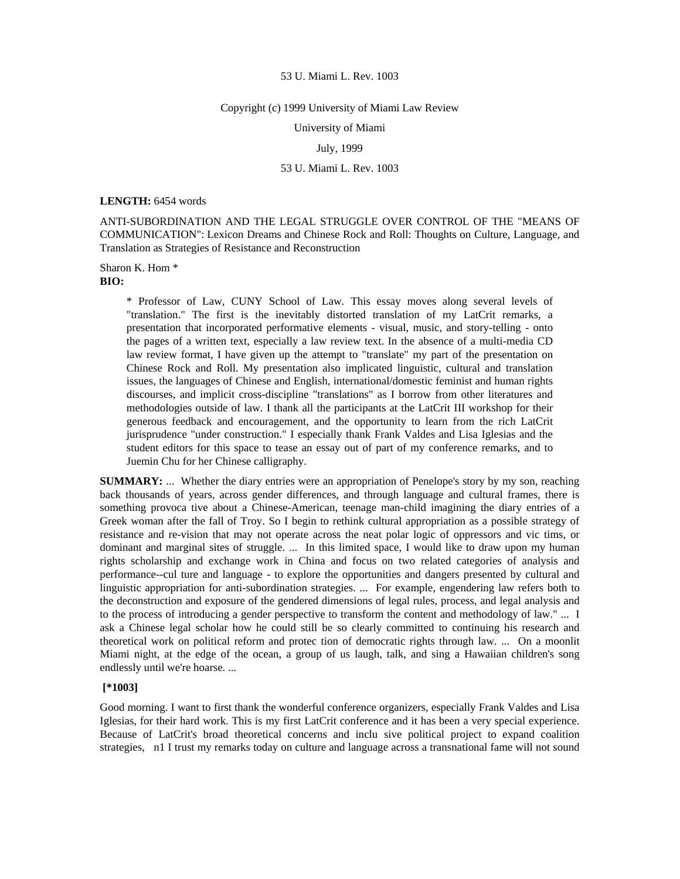53 U. Miami L. Rev. 1003

Copyright (c) 1999 University of Miami Law Review

University of Miami

July, 1999

53 U. Miami L. Rev. 1003

**LENGTH:** 6454 words

ANTI-SUBORDINATION AND THE LEGAL STRUGGLE OVER CONTROL OF THE "MEANS OF COMMUNICATION": Lexicon Dreams and Chinese Rock and Roll: Thoughts on Culture, Language, and Translation as Strategies of Resistance and Reconstruction

Sharon K. Hom *

**BIO:**

> * Professor of Law, CUNY School of Law. This essay moves along several levels of "translation." The first is the inevitably distorted translation of my LatCrit remarks, a presentation that incorporated performative elements - visual, music, and story-telling - onto the pages of a written text, especially a law review text. In the absence of a multi-media CD law review format, I have given up the attempt to "translate" my part of the presentation on Chinese Rock and Roll. My presentation also implicated linguistic, cultural and translation issues, the languages of Chinese and English, international/domestic feminist and human rights discourses, and implicit cross-discipline "translations" as I borrow from other literatures and methodologies outside of law. I thank all the participants at the LatCrit III workshop for their generous feedback and encouragement, and the opportunity to learn from the rich LatCrit jurisprudence "under construction." I especially thank Frank Valdes and Lisa Iglesias and the student editors for this space to tease an essay out of part of my conference remarks, and to Juemin Chu for her Chinese calligraphy.

**SUMMARY:** ... Whether the diary entries were an appropriation of Penelope's story by my son, reaching back thousands of years, across gender differences, and through language and cultural frames, there is something provoca tive about a Chinese-American, teenage man-child imagining the diary entries of a Greek woman after the fall of Troy. So I begin to rethink cultural appropriation as a possible strategy of resistance and re-vision that may not operate across the neat polar logic of oppressors and vic tims, or dominant and marginal sites of struggle. ... In this limited space, I would like to draw upon my human rights scholarship and exchange work in China and focus on two related categories of analysis and performance--cul ture and language - to explore the opportunities and dangers presented by cultural and linguistic appropriation for anti-subordination strategies. ... For example, engendering law refers both to the deconstruction and exposure of the gendered dimensions of legal rules, process, and legal analysis and to the process of introducing a gender perspective to transform the content and methodology of law." ... I ask a Chinese legal scholar how he could still be so clearly committed to continuing his research and theoretical work on political reform and protec tion of democratic rights through law. ... On a moonlit Miami night, at the edge of the ocean, a group of us laugh, talk, and sing a Hawaiian children's song endlessly until we're hoarse. ...

**[*1003]**

Good morning. I want to first thank the wonderful conference organizers, especially Frank Valdes and Lisa Iglesias, for their hard work. This is my first LatCrit conference and it has been a very special experience. Because of LatCrit's broad theoretical concerns and inclu sive political project to expand coalition strategies, n1 I trust my remarks today on culture and language across a transnational fame will not sound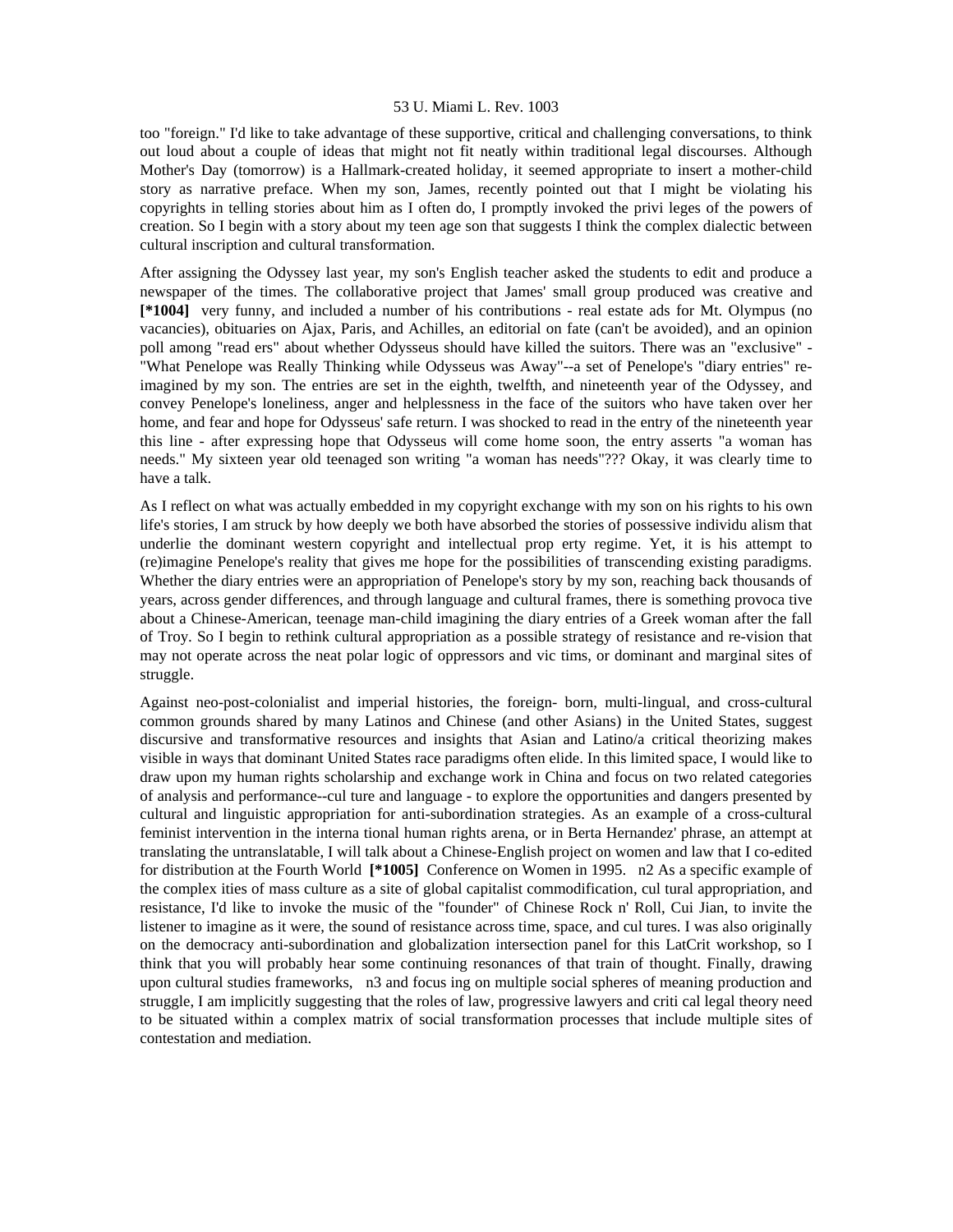too "foreign." I'd like to take advantage of these supportive, critical and challenging conversations, to think out loud about a couple of ideas that might not fit neatly within traditional legal discourses. Although Mother's Day (tomorrow) is a Hallmark-created holiday, it seemed appropriate to insert a mother-child story as narrative preface. When my son, James, recently pointed out that I might be violating his copyrights in telling stories about him as I often do, I promptly invoked the privi leges of the powers of creation. So I begin with a story about my teen age son that suggests I think the complex dialectic between cultural inscription and cultural transformation.

After assigning the Odyssey last year, my son's English teacher asked the students to edit and produce a newspaper of the times. The collaborative project that James' small group produced was creative and **[*1004]** very funny, and included a number of his contributions - real estate ads for Mt. Olympus (no vacancies), obituaries on Ajax, Paris, and Achilles, an editorial on fate (can't be avoided), and an opinion poll among "read ers" about whether Odysseus should have killed the suitors. There was an "exclusive" - "What Penelope was Really Thinking while Odysseus was Away"--a set of Penelope's "diary entries" re-imagined by my son. The entries are set in the eighth, twelfth, and nineteenth year of the Odyssey, and convey Penelope's loneliness, anger and helplessness in the face of the suitors who have taken over her home, and fear and hope for Odysseus' safe return. I was shocked to read in the entry of the nineteenth year this line - after expressing hope that Odysseus will come home soon, the entry asserts "a woman has needs." My sixteen year old teenaged son writing "a woman has needs"??? Okay, it was clearly time to have a talk.

As I reflect on what was actually embedded in my copyright exchange with my son on his rights to his own life's stories, I am struck by how deeply we both have absorbed the stories of possessive individu alism that underlie the dominant western copyright and intellectual prop erty regime. Yet, it is his attempt to (re)imagine Penelope's reality that gives me hope for the possibilities of transcending existing paradigms. Whether the diary entries were an appropriation of Penelope's story by my son, reaching back thousands of years, across gender differences, and through language and cultural frames, there is something provoca tive about a Chinese-American, teenage man-child imagining the diary entries of a Greek woman after the fall of Troy. So I begin to rethink cultural appropriation as a possible strategy of resistance and re-vision that may not operate across the neat polar logic of oppressors and vic tims, or dominant and marginal sites of struggle.

Against neo-post-colonialist and imperial histories, the foreign- born, multi-lingual, and cross-cultural common grounds shared by many Latinos and Chinese (and other Asians) in the United States, suggest discursive and transformative resources and insights that Asian and Latino/a critical theorizing makes visible in ways that dominant United States race paradigms often elide. In this limited space, I would like to draw upon my human rights scholarship and exchange work in China and focus on two related categories of analysis and performance--cul ture and language - to explore the opportunities and dangers presented by cultural and linguistic appropriation for anti-subordination strategies. As an example of a cross-cultural feminist intervention in the interna tional human rights arena, or in Berta Hernandez' phrase, an attempt at translating the untranslatable, I will talk about a Chinese-English project on women and law that I co-edited for distribution at the Fourth World **[*1005]** Conference on Women in 1995. n2 As a specific example of the complex ities of mass culture as a site of global capitalist commodification, cul tural appropriation, and resistance, I'd like to invoke the music of the "founder" of Chinese Rock n' Roll, Cui Jian, to invite the listener to imagine as it were, the sound of resistance across time, space, and cul tures. I was also originally on the democracy anti-subordination and globalization intersection panel for this LatCrit workshop, so I think that you will probably hear some continuing resonances of that train of thought. Finally, drawing upon cultural studies frameworks, n3 and focus ing on multiple social spheres of meaning production and struggle, I am implicitly suggesting that the roles of law, progressive lawyers and criti cal legal theory need to be situated within a complex matrix of social transformation processes that include multiple sites of contestation and mediation.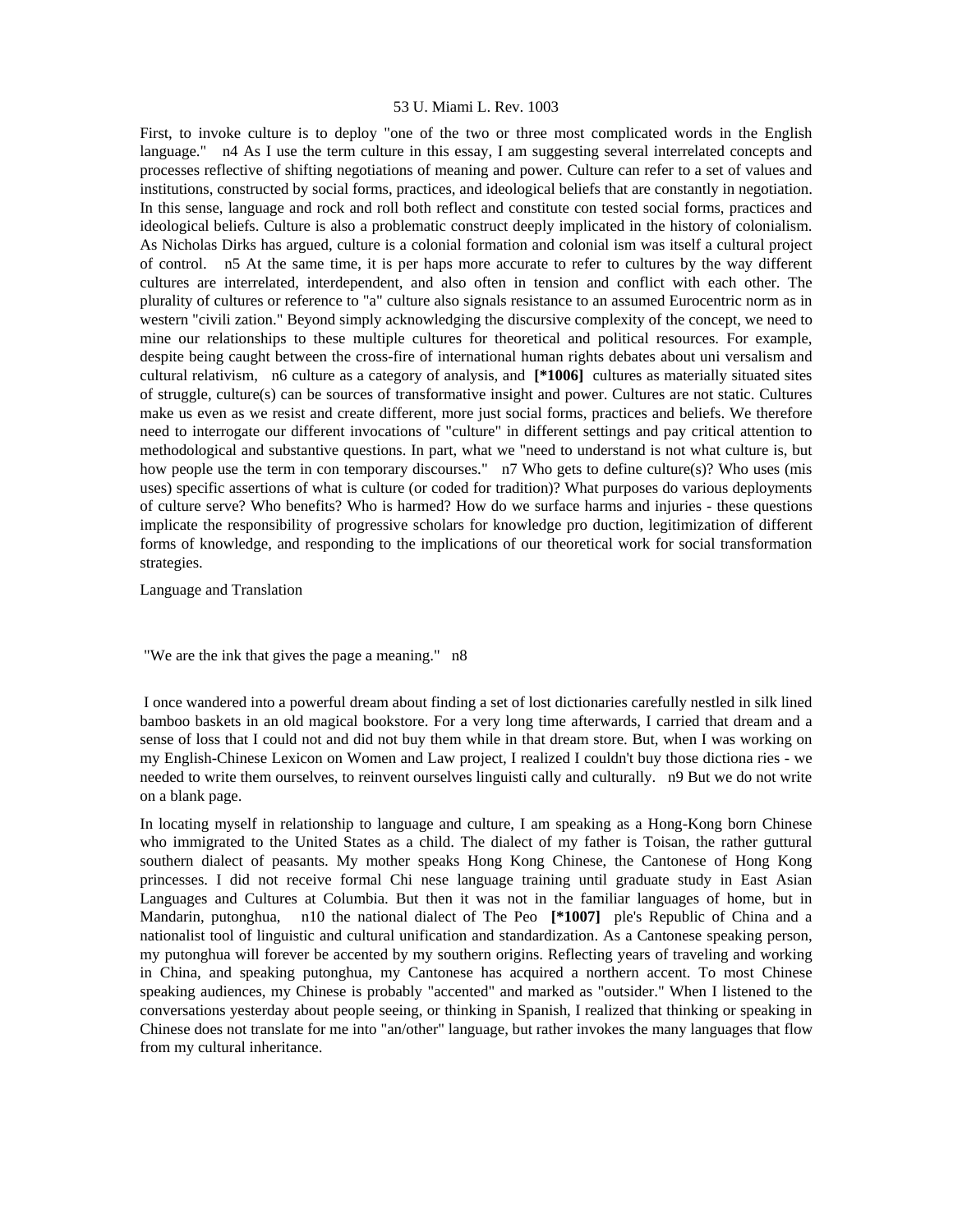First, to invoke culture is to deploy "one of the two or three most complicated words in the English language." n4 As I use the term culture in this essay, I am suggesting several interrelated concepts and processes reflective of shifting negotiations of meaning and power. Culture can refer to a set of values and institutions, constructed by social forms, practices, and ideological beliefs that are constantly in negotiation. In this sense, language and rock and roll both reflect and constitute con tested social forms, practices and ideological beliefs. Culture is also a problematic construct deeply implicated in the history of colonialism. As Nicholas Dirks has argued, culture is a colonial formation and colonial ism was itself a cultural project of control. n5 At the same time, it is per haps more accurate to refer to cultures by the way different cultures are interrelated, interdependent, and also often in tension and conflict with each other. The plurality of cultures or reference to "a" culture also signals resistance to an assumed Eurocentric norm as in western "civili zation." Beyond simply acknowledging the discursive complexity of the concept, we need to mine our relationships to these multiple cultures for theoretical and political resources. For example, despite being caught between the cross-fire of international human rights debates about uni versalism and cultural relativism, n6 culture as a category of analysis, and **[*1006]** cultures as materially situated sites of struggle, culture(s) can be sources of transformative insight and power. Cultures are not static. Cultures make us even as we resist and create different, more just social forms, practices and beliefs. We therefore need to interrogate our different invocations of "culture" in different settings and pay critical attention to methodological and substantive questions. In part, what we "need to understand is not what culture is, but how people use the term in con temporary discourses." n7 Who gets to define culture(s)? Who uses (mis uses) specific assertions of what is culture (or coded for tradition)? What purposes do various deployments of culture serve? Who benefits? Who is harmed? How do we surface harms and injuries - these questions implicate the responsibility of progressive scholars for knowledge pro duction, legitimization of different forms of knowledge, and responding to the implications of our theoretical work for social transformation strategies.

Language and Translation

"We are the ink that gives the page a meaning." n8

I once wandered into a powerful dream about finding a set of lost dictionaries carefully nestled in silk lined bamboo baskets in an old magical bookstore. For a very long time afterwards, I carried that dream and a sense of loss that I could not and did not buy them while in that dream store. But, when I was working on my English-Chinese Lexicon on Women and Law project, I realized I couldn't buy those dictiona ries - we needed to write them ourselves, to reinvent ourselves linguisti cally and culturally. n9 But we do not write on a blank page.

In locating myself in relationship to language and culture, I am speaking as a Hong-Kong born Chinese who immigrated to the United States as a child. The dialect of my father is Toisan, the rather guttural southern dialect of peasants. My mother speaks Hong Kong Chinese, the Cantonese of Hong Kong princesses. I did not receive formal Chi nese language training until graduate study in East Asian Languages and Cultures at Columbia. But then it was not in the familiar languages of home, but in Mandarin, putonghua, n10 the national dialect of The Peo **[*1007]** ple's Republic of China and a nationalist tool of linguistic and cultural unification and standardization. As a Cantonese speaking person, my putonghua will forever be accented by my southern origins. Reflecting years of traveling and working in China, and speaking putonghua, my Cantonese has acquired a northern accent. To most Chinese speaking audiences, my Chinese is probably "accented" and marked as "outsider." When I listened to the conversations yesterday about people seeing, or thinking in Spanish, I realized that thinking or speaking in Chinese does not translate for me into "an/other" language, but rather invokes the many languages that flow from my cultural inheritance.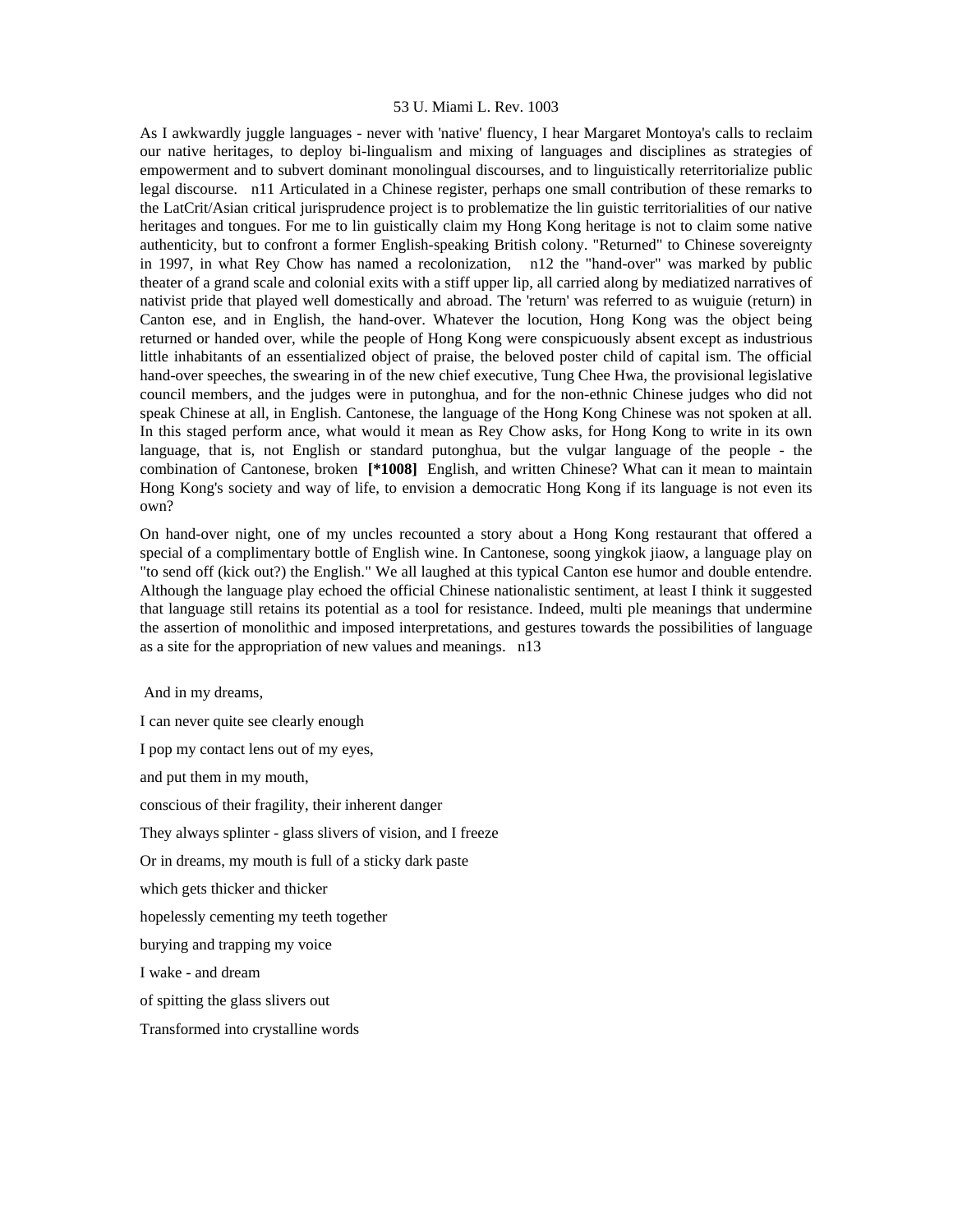As I awkwardly juggle languages - never with 'native' fluency, I hear Margaret Montoya's calls to reclaim our native heritages, to deploy bi-lingualism and mixing of languages and disciplines as strategies of empowerment and to subvert dominant monolingual discourses, and to linguistically reterritorialize public legal discourse. n11 Articulated in a Chinese register, perhaps one small contribution of these remarks to the LatCrit/Asian critical jurisprudence project is to problematize the lin guistic territorialities of our native heritages and tongues. For me to lin guistically claim my Hong Kong heritage is not to claim some native authenticity, but to confront a former English-speaking British colony. "Returned" to Chinese sovereignty in 1997, in what Rey Chow has named a recolonization, n12 the "hand-over" was marked by public theater of a grand scale and colonial exits with a stiff upper lip, all carried along by mediatized narratives of nativist pride that played well domestically and abroad. The 'return' was referred to as wuiguie (return) in Canton ese, and in English, the hand-over. Whatever the locution, Hong Kong was the object being returned or handed over, while the people of Hong Kong were conspicuously absent except as industrious little inhabitants of an essentialized object of praise, the beloved poster child of capital ism. The official hand-over speeches, the swearing in of the new chief executive, Tung Chee Hwa, the provisional legislative council members, and the judges were in putonghua, and for the non-ethnic Chinese judges who did not speak Chinese at all, in English. Cantonese, the language of the Hong Kong Chinese was not spoken at all. In this staged perform ance, what would it mean as Rey Chow asks, for Hong Kong to write in its own language, that is, not English or standard putonghua, but the vulgar language of the people - the combination of Cantonese, broken **[*1008]** English, and written Chinese? What can it mean to maintain Hong Kong's society and way of life, to envision a democratic Hong Kong if its language is not even its own?

On hand-over night, one of my uncles recounted a story about a Hong Kong restaurant that offered a special of a complimentary bottle of English wine. In Cantonese, soong yingkok jiaow, a language play on "to send off (kick out?) the English." We all laughed at this typical Canton ese humor and double entendre. Although the language play echoed the official Chinese nationalistic sentiment, at least I think it suggested that language still retains its potential as a tool for resistance. Indeed, multi ple meanings that undermine the assertion of monolithic and imposed interpretations, and gestures towards the possibilities of language as a site for the appropriation of new values and meanings. n13

And in my dreams,

I can never quite see clearly enough

I pop my contact lens out of my eyes,

and put them in my mouth,

conscious of their fragility, their inherent danger

They always splinter - glass slivers of vision, and I freeze

Or in dreams, my mouth is full of a sticky dark paste

which gets thicker and thicker

hopelessly cementing my teeth together

burying and trapping my voice

I wake - and dream

of spitting the glass slivers out

Transformed into crystalline words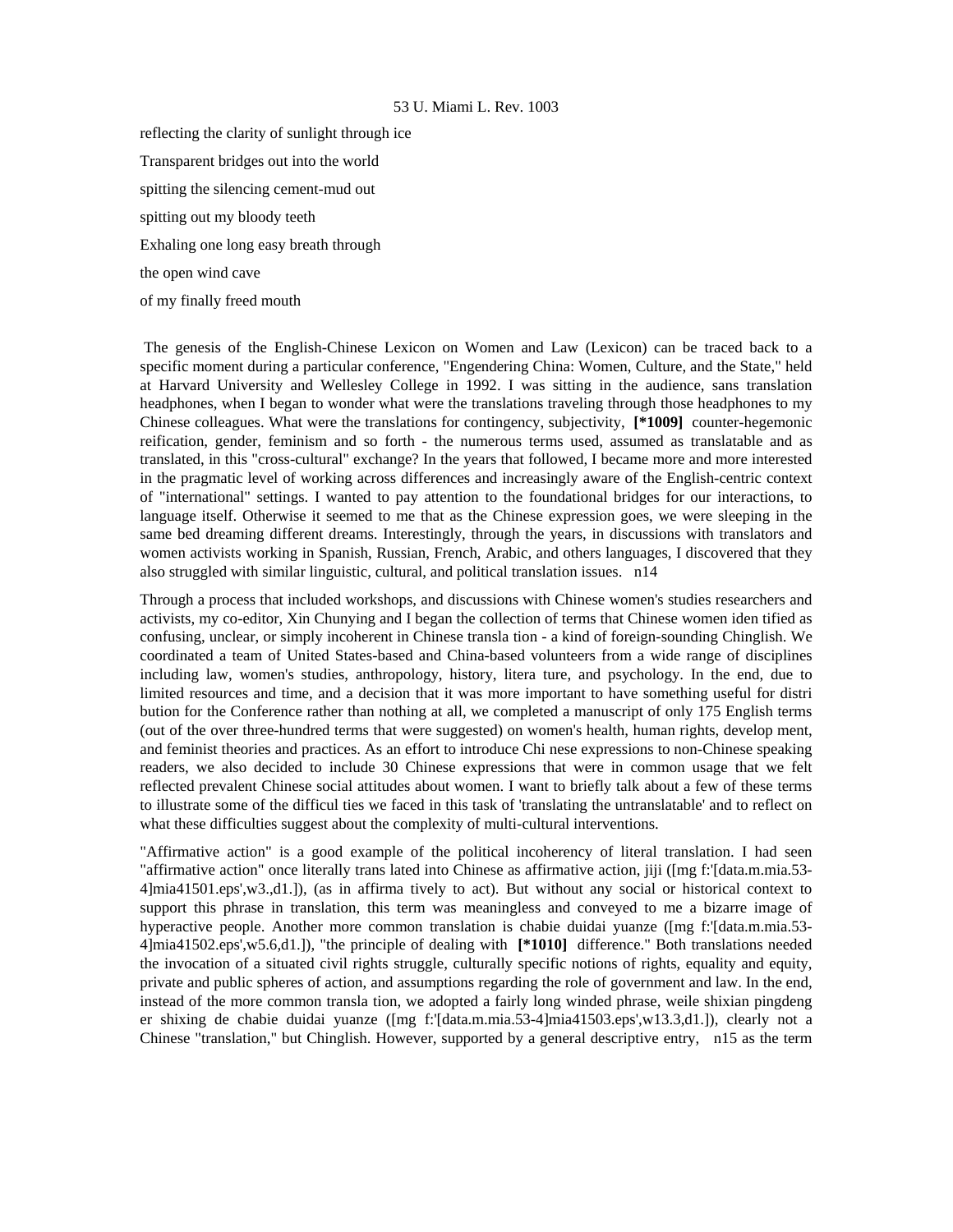reflecting the clarity of sunlight through ice

Transparent bridges out into the world

spitting the silencing cement-mud out

spitting out my bloody teeth

Exhaling one long easy breath through

the open wind cave

of my finally freed mouth

The genesis of the English-Chinese Lexicon on Women and Law (Lexicon) can be traced back to a specific moment during a particular conference, "Engendering China: Women, Culture, and the State," held at Harvard University and Wellesley College in 1992. I was sitting in the audience, sans translation headphones, when I began to wonder what were the translations traveling through those headphones to my Chinese colleagues. What were the translations for contingency, subjectivity, **[*1009]** counter-hegemonic reification, gender, feminism and so forth - the numerous terms used, assumed as translatable and as translated, in this "cross-cultural" exchange? In the years that followed, I became more and more interested in the pragmatic level of working across differences and increasingly aware of the English-centric context of "international" settings. I wanted to pay attention to the foundational bridges for our interactions, to language itself. Otherwise it seemed to me that as the Chinese expression goes, we were sleeping in the same bed dreaming different dreams. Interestingly, through the years, in discussions with translators and women activists working in Spanish, Russian, French, Arabic, and others languages, I discovered that they also struggled with similar linguistic, cultural, and political translation issues. n14

Through a process that included workshops, and discussions with Chinese women's studies researchers and activists, my co-editor, Xin Chunying and I began the collection of terms that Chinese women iden tified as confusing, unclear, or simply incoherent in Chinese transla tion - a kind of foreign-sounding Chinglish. We coordinated a team of United States-based and China-based volunteers from a wide range of disciplines including law, women's studies, anthropology, history, litera ture, and psychology. In the end, due to limited resources and time, and a decision that it was more important to have something useful for distri bution for the Conference rather than nothing at all, we completed a manuscript of only 175 English terms (out of the over three-hundred terms that were suggested) on women's health, human rights, develop ment, and feminist theories and practices. As an effort to introduce Chi nese expressions to non-Chinese speaking readers, we also decided to include 30 Chinese expressions that were in common usage that we felt reflected prevalent Chinese social attitudes about women. I want to briefly talk about a few of these terms to illustrate some of the difficul ties we faced in this task of 'translating the untranslatable' and to reflect on what these difficulties suggest about the complexity of multi-cultural interventions.

"Affirmative action" is a good example of the political incoherency of literal translation. I had seen "affirmative action" once literally trans lated into Chinese as affirmative action, jiji ([mg f:'[data.m.mia.53-4]mia41501.eps',w3.,d1.]), (as in affirma tively to act). But without any social or historical context to support this phrase in translation, this term was meaningless and conveyed to me a bizarre image of hyperactive people. Another more common translation is chabie duidai yuanze ([mg f:'[data.m.mia.53-4]mia41502.eps',w5.6,d1.]), "the principle of dealing with **[*1010]** difference." Both translations needed the invocation of a situated civil rights struggle, culturally specific notions of rights, equality and equity, private and public spheres of action, and assumptions regarding the role of government and law. In the end, instead of the more common transla tion, we adopted a fairly long winded phrase, weile shixian pingdeng er shixing de chabie duidai yuanze ([mg f:'[data.m.mia.53-4]mia41503.eps',w13.3,d1.]), clearly not a Chinese "translation," but Chinglish. However, supported by a general descriptive entry, n15 as the term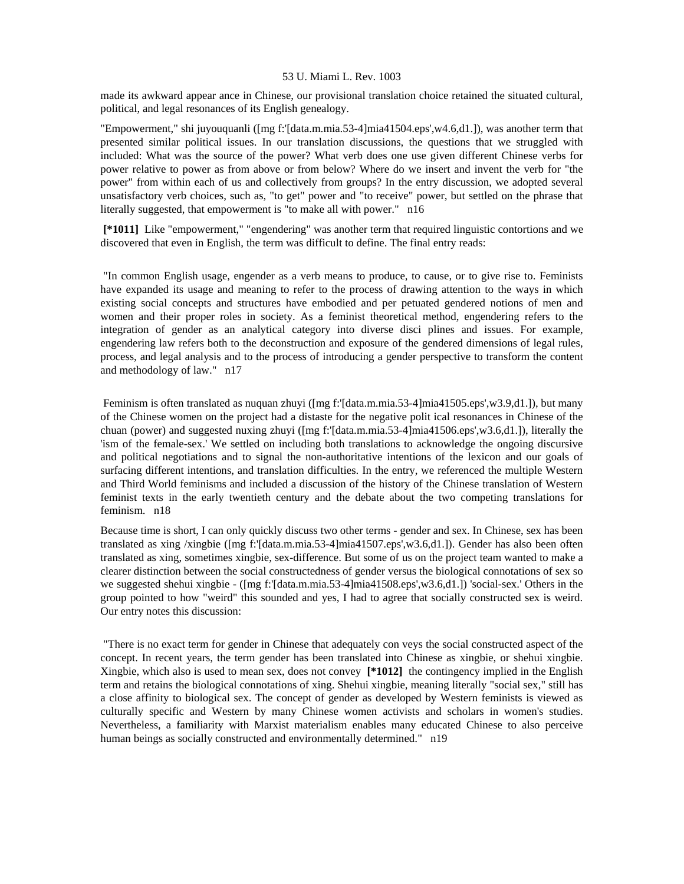made its awkward appear ance in Chinese, our provisional translation choice retained the situated cultural, political, and legal resonances of its English genealogy.

"Empowerment," shi juyouquanli ([mg f:'[data.m.mia.53-4]mia41504.eps',w4.6,d1.]), was another term that presented similar political issues. In our translation discussions, the questions that we struggled with included: What was the source of the power? What verb does one use given different Chinese verbs for power relative to power as from above or from below? Where do we insert and invent the verb for "the power" from within each of us and collectively from groups? In the entry discussion, we adopted several unsatisfactory verb choices, such as, "to get" power and "to receive" power, but settled on the phrase that literally suggested, that empowerment is "to make all with power." n16

**[*1011]** Like "empowerment," "engendering" was another term that required linguistic contortions and we discovered that even in English, the term was difficult to define. The final entry reads:

"In common English usage, engender as a verb means to produce, to cause, or to give rise to. Feminists have expanded its usage and meaning to refer to the process of drawing attention to the ways in which existing social concepts and structures have embodied and per petuated gendered notions of men and women and their proper roles in society. As a feminist theoretical method, engendering refers to the integration of gender as an analytical category into diverse disci plines and issues. For example, engendering law refers both to the deconstruction and exposure of the gendered dimensions of legal rules, process, and legal analysis and to the process of introducing a gender perspective to transform the content and methodology of law." n17

Feminism is often translated as nuquan zhuyi ([mg f:'[data.m.mia.53-4]mia41505.eps',w3.9,d1.]), but many of the Chinese women on the project had a distaste for the negative polit ical resonances in Chinese of the chuan (power) and suggested nuxing zhuyi ([mg f:'[data.m.mia.53-4]mia41506.eps',w3.6,d1.]), literally the 'ism of the female-sex.' We settled on including both translations to acknowledge the ongoing discursive and political negotiations and to signal the non-authoritative intentions of the lexicon and our goals of surfacing different intentions, and translation difficulties. In the entry, we referenced the multiple Western and Third World feminisms and included a discussion of the history of the Chinese translation of Western feminist texts in the early twentieth century and the debate about the two competing translations for feminism. n18

Because time is short, I can only quickly discuss two other terms - gender and sex. In Chinese, sex has been translated as xing /xingbie ([mg f:'[data.m.mia.53-4]mia41507.eps',w3.6,d1.]). Gender has also been often translated as xing, sometimes xingbie, sex-difference. But some of us on the project team wanted to make a clearer distinction between the social constructedness of gender versus the biological connotations of sex so we suggested shehui xingbie - ([mg f:'[data.m.mia.53-4]mia41508.eps',w3.6,d1.]) 'social-sex.' Others in the group pointed to how "weird" this sounded and yes, I had to agree that socially constructed sex is weird. Our entry notes this discussion:

"There is no exact term for gender in Chinese that adequately con veys the social constructed aspect of the concept. In recent years, the term gender has been translated into Chinese as xingbie, or shehui xingbie. Xingbie, which also is used to mean sex, does not convey **[*1012]** the contingency implied in the English term and retains the biological connotations of xing. Shehui xingbie, meaning literally "social sex," still has a close affinity to biological sex. The concept of gender as developed by Western feminists is viewed as culturally specific and Western by many Chinese women activists and scholars in women's studies. Nevertheless, a familiarity with Marxist materialism enables many educated Chinese to also perceive human beings as socially constructed and environmentally determined." n19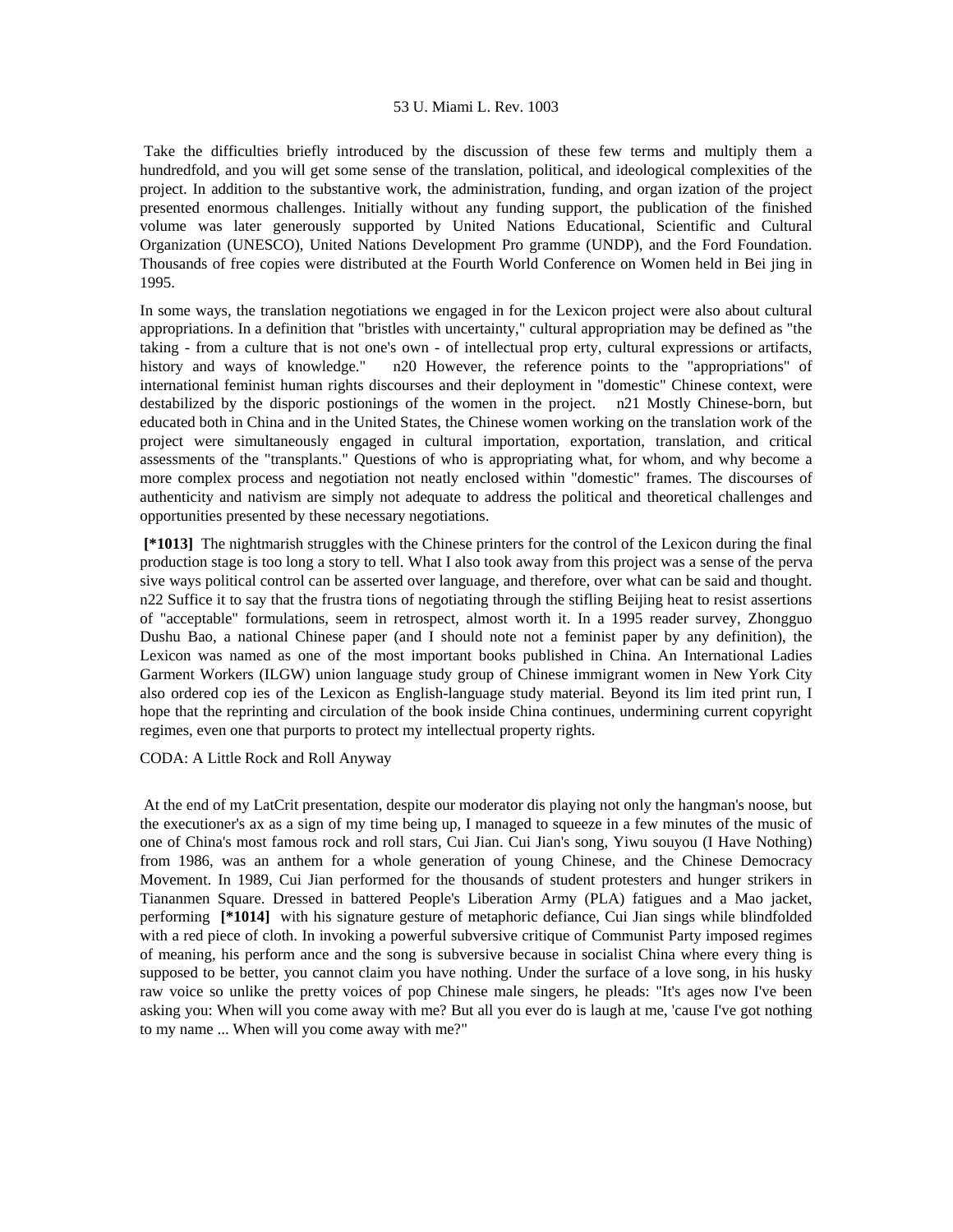Take the difficulties briefly introduced by the discussion of these few terms and multiply them a hundredfold, and you will get some sense of the translation, political, and ideological complexities of the project. In addition to the substantive work, the administration, funding, and organ ization of the project presented enormous challenges. Initially without any funding support, the publication of the finished volume was later generously supported by United Nations Educational, Scientific and Cultural Organization (UNESCO), United Nations Development Pro gramme (UNDP), and the Ford Foundation. Thousands of free copies were distributed at the Fourth World Conference on Women held in Bei jing in 1995.

In some ways, the translation negotiations we engaged in for the Lexicon project were also about cultural appropriations. In a definition that "bristles with uncertainty," cultural appropriation may be defined as "the taking - from a culture that is not one's own - of intellectual prop erty, cultural expressions or artifacts, history and ways of knowledge." n20 However, the reference points to the "appropriations" of international feminist human rights discourses and their deployment in "domestic" Chinese context, were destabilized by the disporic postionings of the women in the project. n21 Mostly Chinese-born, but educated both in China and in the United States, the Chinese women working on the translation work of the project were simultaneously engaged in cultural importation, exportation, translation, and critical assessments of the "transplants." Questions of who is appropriating what, for whom, and why become a more complex process and negotiation not neatly enclosed within "domestic" frames. The discourses of authenticity and nativism are simply not adequate to address the political and theoretical challenges and opportunities presented by these necessary negotiations.

**[*1013]** The nightmarish struggles with the Chinese printers for the control of the Lexicon during the final production stage is too long a story to tell. What I also took away from this project was a sense of the perva sive ways political control can be asserted over language, and therefore, over what can be said and thought. n22 Suffice it to say that the frustra tions of negotiating through the stifling Beijing heat to resist assertions of "acceptable" formulations, seem in retrospect, almost worth it. In a 1995 reader survey, Zhongguo Dushu Bao, a national Chinese paper (and I should note not a feminist paper by any definition), the Lexicon was named as one of the most important books published in China. An International Ladies Garment Workers (ILGW) union language study group of Chinese immigrant women in New York City also ordered cop ies of the Lexicon as English-language study material. Beyond its lim ited print run, I hope that the reprinting and circulation of the book inside China continues, undermining current copyright regimes, even one that purports to protect my intellectual property rights.

CODA: A Little Rock and Roll Anyway

At the end of my LatCrit presentation, despite our moderator dis playing not only the hangman's noose, but the executioner's ax as a sign of my time being up, I managed to squeeze in a few minutes of the music of one of China's most famous rock and roll stars, Cui Jian. Cui Jian's song, Yiwu souyou (I Have Nothing) from 1986, was an anthem for a whole generation of young Chinese, and the Chinese Democracy Movement. In 1989, Cui Jian performed for the thousands of student protesters and hunger strikers in Tiananmen Square. Dressed in battered People's Liberation Army (PLA) fatigues and a Mao jacket, performing **[*1014]** with his signature gesture of metaphoric defiance, Cui Jian sings while blindfolded with a red piece of cloth. In invoking a powerful subversive critique of Communist Party imposed regimes of meaning, his perform ance and the song is subversive because in socialist China where every thing is supposed to be better, you cannot claim you have nothing. Under the surface of a love song, in his husky raw voice so unlike the pretty voices of pop Chinese male singers, he pleads: "It's ages now I've been asking you: When will you come away with me? But all you ever do is laugh at me, 'cause I've got nothing to my name ... When will you come away with me?"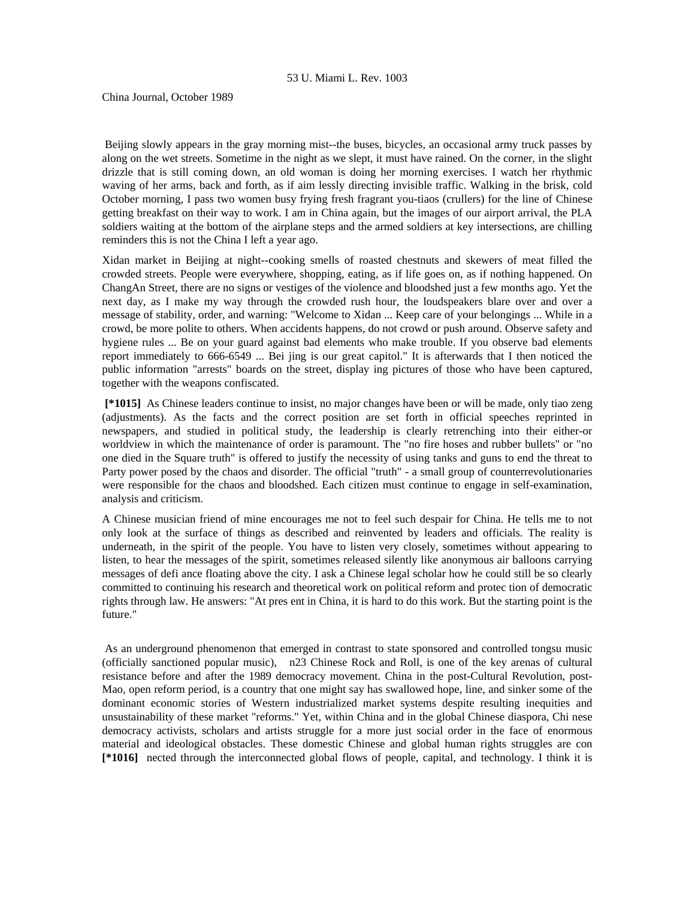China Journal, October 1989

Beijing slowly appears in the gray morning mist--the buses, bicycles, an occasional army truck passes by along on the wet streets. Sometime in the night as we slept, it must have rained. On the corner, in the slight drizzle that is still coming down, an old woman is doing her morning exercises. I watch her rhythmic waving of her arms, back and forth, as if aim lessly directing invisible traffic. Walking in the brisk, cold October morning, I pass two women busy frying fresh fragrant you-tiaos (crullers) for the line of Chinese getting breakfast on their way to work. I am in China again, but the images of our airport arrival, the PLA soldiers waiting at the bottom of the airplane steps and the armed soldiers at key intersections, are chilling reminders this is not the China I left a year ago.

Xidan market in Beijing at night--cooking smells of roasted chestnuts and skewers of meat filled the crowded streets. People were everywhere, shopping, eating, as if life goes on, as if nothing happened. On ChangAn Street, there are no signs or vestiges of the violence and bloodshed just a few months ago. Yet the next day, as I make my way through the crowded rush hour, the loudspeakers blare over and over a message of stability, order, and warning: "Welcome to Xidan ... Keep care of your belongings ... While in a crowd, be more polite to others. When accidents happens, do not crowd or push around. Observe safety and hygiene rules ... Be on your guard against bad elements who make trouble. If you observe bad elements report immediately to 666-6549 ... Bei jing is our great capitol." It is afterwards that I then noticed the public information "arrests" boards on the street, display ing pictures of those who have been captured, together with the weapons confiscated.

**[*1015]** As Chinese leaders continue to insist, no major changes have been or will be made, only tiao zeng (adjustments). As the facts and the correct position are set forth in official speeches reprinted in newspapers, and studied in political study, the leadership is clearly retrenching into their either-or worldview in which the maintenance of order is paramount. The "no fire hoses and rubber bullets" or "no one died in the Square truth" is offered to justify the necessity of using tanks and guns to end the threat to Party power posed by the chaos and disorder. The official "truth" - a small group of counterrevolutionaries were responsible for the chaos and bloodshed. Each citizen must continue to engage in self-examination, analysis and criticism.

A Chinese musician friend of mine encourages me not to feel such despair for China. He tells me to not only look at the surface of things as described and reinvented by leaders and officials. The reality is underneath, in the spirit of the people. You have to listen very closely, sometimes without appearing to listen, to hear the messages of the spirit, sometimes released silently like anonymous air balloons carrying messages of defi ance floating above the city. I ask a Chinese legal scholar how he could still be so clearly committed to continuing his research and theoretical work on political reform and protec tion of democratic rights through law. He answers: "At pres ent in China, it is hard to do this work. But the starting point is the future."

As an underground phenomenon that emerged in contrast to state sponsored and controlled tongsu music (officially sanctioned popular music), n23 Chinese Rock and Roll, is one of the key arenas of cultural resistance before and after the 1989 democracy movement. China in the post-Cultural Revolution, post-Mao, open reform period, is a country that one might say has swallowed hope, line, and sinker some of the dominant economic stories of Western industrialized market systems despite resulting inequities and unsustainability of these market "reforms." Yet, within China and in the global Chinese diaspora, Chi nese democracy activists, scholars and artists struggle for a more just social order in the face of enormous material and ideological obstacles. These domestic Chinese and global human rights struggles are con **[*1016]** nected through the interconnected global flows of people, capital, and technology. I think it is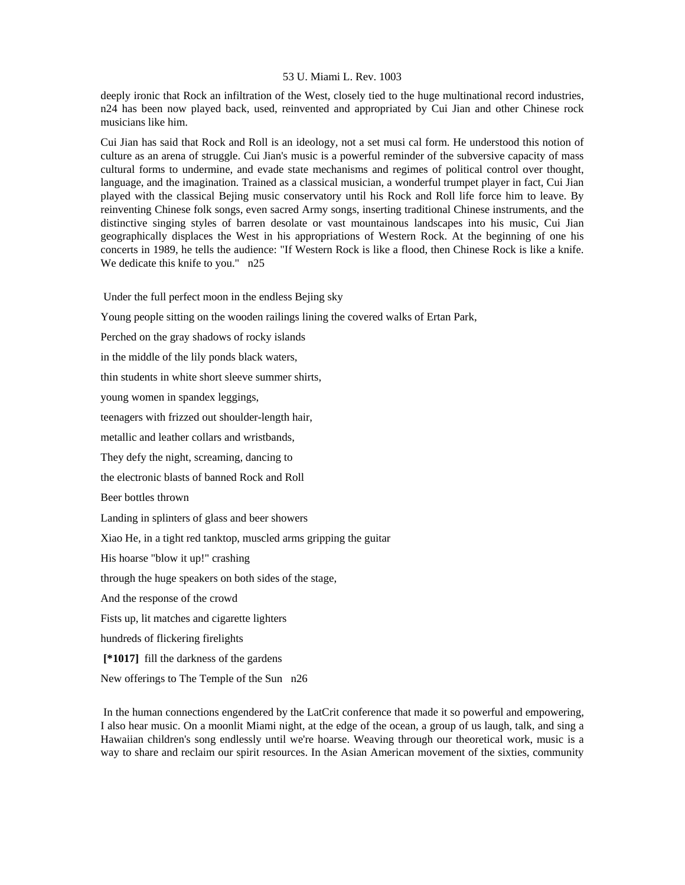deeply ironic that Rock an infiltration of the West, closely tied to the huge multinational record industries, n24 has been now played back, used, reinvented and appropriated by Cui Jian and other Chinese rock musicians like him.

Cui Jian has said that Rock and Roll is an ideology, not a set musi cal form. He understood this notion of culture as an arena of struggle. Cui Jian's music is a powerful reminder of the subversive capacity of mass cultural forms to undermine, and evade state mechanisms and regimes of political control over thought, language, and the imagination. Trained as a classical musician, a wonderful trumpet player in fact, Cui Jian played with the classical Bejing music conservatory until his Rock and Roll life force him to leave. By reinventing Chinese folk songs, even sacred Army songs, inserting traditional Chinese instruments, and the distinctive singing styles of barren desolate or vast mountainous landscapes into his music, Cui Jian geographically displaces the West in his appropriations of Western Rock. At the beginning of one his concerts in 1989, he tells the audience: "If Western Rock is like a flood, then Chinese Rock is like a knife. We dedicate this knife to you." n25

Under the full perfect moon in the endless Bejing sky

Young people sitting on the wooden railings lining the covered walks of Ertan Park,

Perched on the gray shadows of rocky islands

in the middle of the lily ponds black waters,

thin students in white short sleeve summer shirts,

young women in spandex leggings,

teenagers with frizzed out shoulder-length hair,

metallic and leather collars and wristbands,

They defy the night, screaming, dancing to

the electronic blasts of banned Rock and Roll

Beer bottles thrown

Landing in splinters of glass and beer showers

Xiao He, in a tight red tanktop, muscled arms gripping the guitar

His hoarse "blow it up!" crashing

through the huge speakers on both sides of the stage,

And the response of the crowd

Fists up, lit matches and cigarette lighters

hundreds of flickering firelights

**[*1017]** fill the darkness of the gardens

New offerings to The Temple of the Sun n26

In the human connections engendered by the LatCrit conference that made it so powerful and empowering, I also hear music. On a moonlit Miami night, at the edge of the ocean, a group of us laugh, talk, and sing a Hawaiian children's song endlessly until we're hoarse. Weaving through our theoretical work, music is a way to share and reclaim our spirit resources. In the Asian American movement of the sixties, community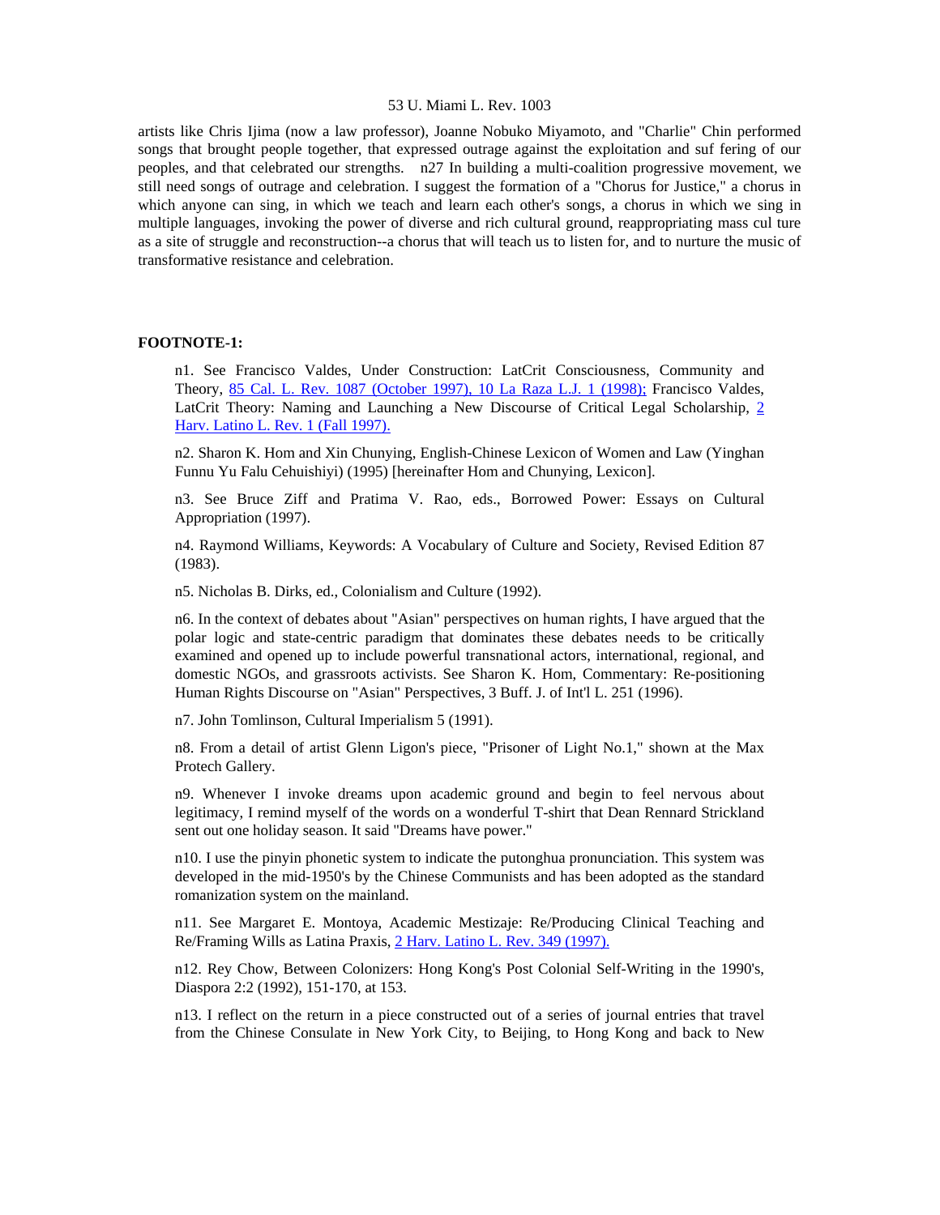artists like Chris Iijima (now a law professor), Joanne Nobuko Miyamoto, and "Charlie" Chin performed songs that brought people together, that expressed outrage against the exploitation and suf fering of our peoples, and that celebrated our strengths. n27 In building a multi-coalition progressive movement, we still need songs of outrage and celebration. I suggest the formation of a "Chorus for Justice," a chorus in which anyone can sing, in which we teach and learn each other's songs, a chorus in which we sing in multiple languages, invoking the power of diverse and rich cultural ground, reappropriating mass cul ture as a site of struggle and reconstruction--a chorus that will teach us to listen for, and to nurture the music of transformative resistance and celebration.

**FOOTNOTE-1:**

n1. See Francisco Valdes, Under Construction: LatCrit Consciousness, Community and Theory, 85 Cal. L. Rev. 1087 (October 1997), 10 La Raza L.J. 1 (1998); Francisco Valdes, LatCrit Theory: Naming and Launching a New Discourse of Critical Legal Scholarship, 2 Harv. Latino L. Rev. 1 (Fall 1997).

n2. Sharon K. Hom and Xin Chunying, English-Chinese Lexicon of Women and Law (Yinghan Funnu Yu Falu Cehuishiyi) (1995) [hereinafter Hom and Chunying, Lexicon].

n3. See Bruce Ziff and Pratima V. Rao, eds., Borrowed Power: Essays on Cultural Appropriation (1997).

n4. Raymond Williams, Keywords: A Vocabulary of Culture and Society, Revised Edition 87 (1983).

n5. Nicholas B. Dirks, ed., Colonialism and Culture (1992).

n6. In the context of debates about "Asian" perspectives on human rights, I have argued that the polar logic and state-centric paradigm that dominates these debates needs to be critically examined and opened up to include powerful transnational actors, international, regional, and domestic NGOs, and grassroots activists. See Sharon K. Hom, Commentary: Re-positioning Human Rights Discourse on "Asian" Perspectives, 3 Buff. J. of Int'l L. 251 (1996).

n7. John Tomlinson, Cultural Imperialism 5 (1991).

n8. From a detail of artist Glenn Ligon's piece, "Prisoner of Light No.1," shown at the Max Protech Gallery.

n9. Whenever I invoke dreams upon academic ground and begin to feel nervous about legitimacy, I remind myself of the words on a wonderful T-shirt that Dean Rennard Strickland sent out one holiday season. It said "Dreams have power."

n10. I use the pinyin phonetic system to indicate the putonghua pronunciation. This system was developed in the mid-1950's by the Chinese Communists and has been adopted as the standard romanization system on the mainland.

n11. See Margaret E. Montoya, Academic Mestizaje: Re/Producing Clinical Teaching and Re/Framing Wills as Latina Praxis, 2 Harv. Latino L. Rev. 349 (1997).

n12. Rey Chow, Between Colonizers: Hong Kong's Post Colonial Self-Writing in the 1990's, Diaspora 2:2 (1992), 151-170, at 153.

n13. I reflect on the return in a piece constructed out of a series of journal entries that travel from the Chinese Consulate in New York City, to Beijing, to Hong Kong and back to New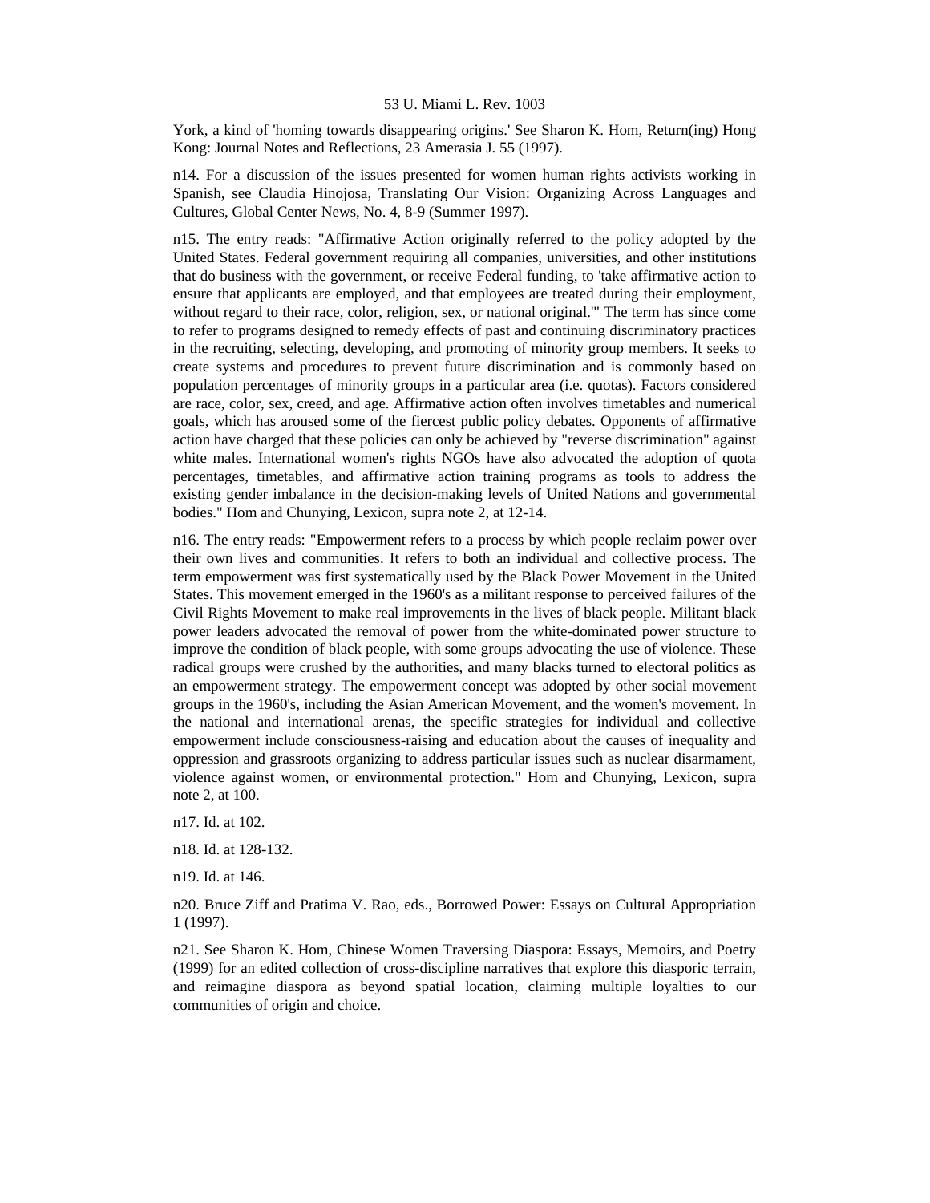York, a kind of 'homing towards disappearing origins.' See Sharon K. Hom, Return(ing) Hong Kong: Journal Notes and Reflections, 23 Amerasia J. 55 (1997).

n14. For a discussion of the issues presented for women human rights activists working in Spanish, see Claudia Hinojosa, Translating Our Vision: Organizing Across Languages and Cultures, Global Center News, No. 4, 8-9 (Summer 1997).

n15. The entry reads: "Affirmative Action originally referred to the policy adopted by the United States. Federal government requiring all companies, universities, and other institutions that do business with the government, or receive Federal funding, to 'take affirmative action to ensure that applicants are employed, and that employees are treated during their employment, without regard to their race, color, religion, sex, or national original.'" The term has since come to refer to programs designed to remedy effects of past and continuing discriminatory practices in the recruiting, selecting, developing, and promoting of minority group members. It seeks to create systems and procedures to prevent future discrimination and is commonly based on population percentages of minority groups in a particular area (i.e. quotas). Factors considered are race, color, sex, creed, and age. Affirmative action often involves timetables and numerical goals, which has aroused some of the fiercest public policy debates. Opponents of affirmative action have charged that these policies can only be achieved by "reverse discrimination" against white males. International women's rights NGOs have also advocated the adoption of quota percentages, timetables, and affirmative action training programs as tools to address the existing gender imbalance in the decision-making levels of United Nations and governmental bodies." Hom and Chunying, Lexicon, supra note 2, at 12-14.

n16. The entry reads: "Empowerment refers to a process by which people reclaim power over their own lives and communities. It refers to both an individual and collective process. The term empowerment was first systematically used by the Black Power Movement in the United States. This movement emerged in the 1960's as a militant response to perceived failures of the Civil Rights Movement to make real improvements in the lives of black people. Militant black power leaders advocated the removal of power from the white-dominated power structure to improve the condition of black people, with some groups advocating the use of violence. These radical groups were crushed by the authorities, and many blacks turned to electoral politics as an empowerment strategy. The empowerment concept was adopted by other social movement groups in the 1960's, including the Asian American Movement, and the women's movement. In the national and international arenas, the specific strategies for individual and collective empowerment include consciousness-raising and education about the causes of inequality and oppression and grassroots organizing to address particular issues such as nuclear disarmament, violence against women, or environmental protection." Hom and Chunying, Lexicon, supra note 2, at 100.

n17. Id. at 102.

n18. Id. at 128-132.

n19. Id. at 146.

n20. Bruce Ziff and Pratima V. Rao, eds., Borrowed Power: Essays on Cultural Appropriation 1 (1997).

n21. See Sharon K. Hom, Chinese Women Traversing Diaspora: Essays, Memoirs, and Poetry (1999) for an edited collection of cross-discipline narratives that explore this diasporic terrain, and reimagine diaspora as beyond spatial location, claiming multiple loyalties to our communities of origin and choice.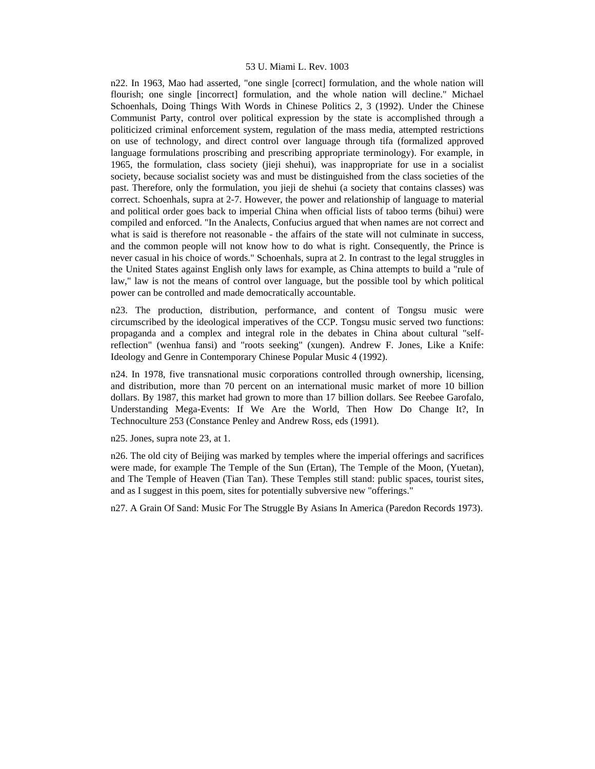n22. In 1963, Mao had asserted, "one single [correct] formulation, and the whole nation will flourish; one single [incorrect] formulation, and the whole nation will decline." Michael Schoenhals, Doing Things With Words in Chinese Politics 2, 3 (1992). Under the Chinese Communist Party, control over political expression by the state is accomplished through a politicized criminal enforcement system, regulation of the mass media, attempted restrictions on use of technology, and direct control over language through tifa (formalized approved language formulations proscribing and prescribing appropriate terminology). For example, in 1965, the formulation, class society (jieji shehui), was inappropriate for use in a socialist society, because socialist society was and must be distinguished from the class societies of the past. Therefore, only the formulation, you jieji de shehui (a society that contains classes) was correct. Schoenhals, supra at 2-7. However, the power and relationship of language to material and political order goes back to imperial China when official lists of taboo terms (bihui) were compiled and enforced. "In the Analects, Confucius argued that when names are not correct and what is said is therefore not reasonable - the affairs of the state will not culminate in success, and the common people will not know how to do what is right. Consequently, the Prince is never casual in his choice of words." Schoenhals, supra at 2. In contrast to the legal struggles in the United States against English only laws for example, as China attempts to build a "rule of law," law is not the means of control over language, but the possible tool by which political power can be controlled and made democratically accountable.

n23. The production, distribution, performance, and content of Tongsu music were circumscribed by the ideological imperatives of the CCP. Tongsu music served two functions: propaganda and a complex and integral role in the debates in China about cultural "self-reflection" (wenhua fansi) and "roots seeking" (xungen). Andrew F. Jones, Like a Knife: Ideology and Genre in Contemporary Chinese Popular Music 4 (1992).

n24. In 1978, five transnational music corporations controlled through ownership, licensing, and distribution, more than 70 percent on an international music market of more 10 billion dollars. By 1987, this market had grown to more than 17 billion dollars. See Reebee Garofalo, Understanding Mega-Events: If We Are the World, Then How Do Change It?, In Technoculture 253 (Constance Penley and Andrew Ross, eds (1991).

n25. Jones, supra note 23, at 1.

n26. The old city of Beijing was marked by temples where the imperial offerings and sacrifices were made, for example The Temple of the Sun (Ertan), The Temple of the Moon, (Yuetan), and The Temple of Heaven (Tian Tan). These Temples still stand: public spaces, tourist sites, and as I suggest in this poem, sites for potentially subversive new "offerings."

n27. A Grain Of Sand: Music For The Struggle By Asians In America (Paredon Records 1973).